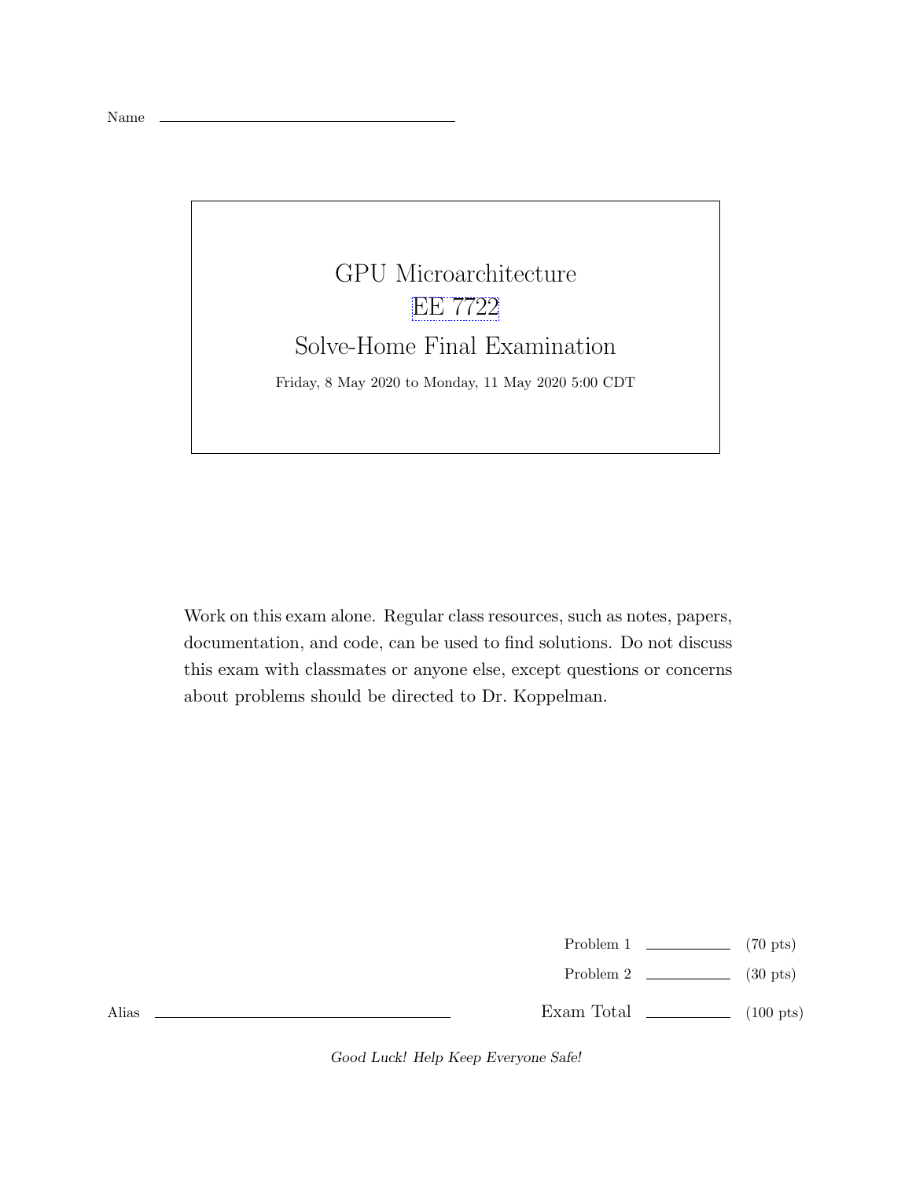Name ______________________________

# GPU Microarchitecture

## EE 7722

## Solve-Home Final Examination

Friday, 8 May 2020 to Monday, 11 May 2020 5:00 CDT

Work on this exam alone. Regular class resources, such as notes, papers, documentation, and code, can be used to find solutions. Do not discuss this exam with classmates or anyone else, except questions or concerns about problems should be directed to Dr. Koppelman.

| | | |
|---|---|---|
| Problem 1 | ________ | (70 pts) |
| Problem 2 | ________ | (30 pts) |
| Exam Total | ________ | (100 pts) |

Alias ______________________________

*Good Luck! Help Keep Everyone Safe!*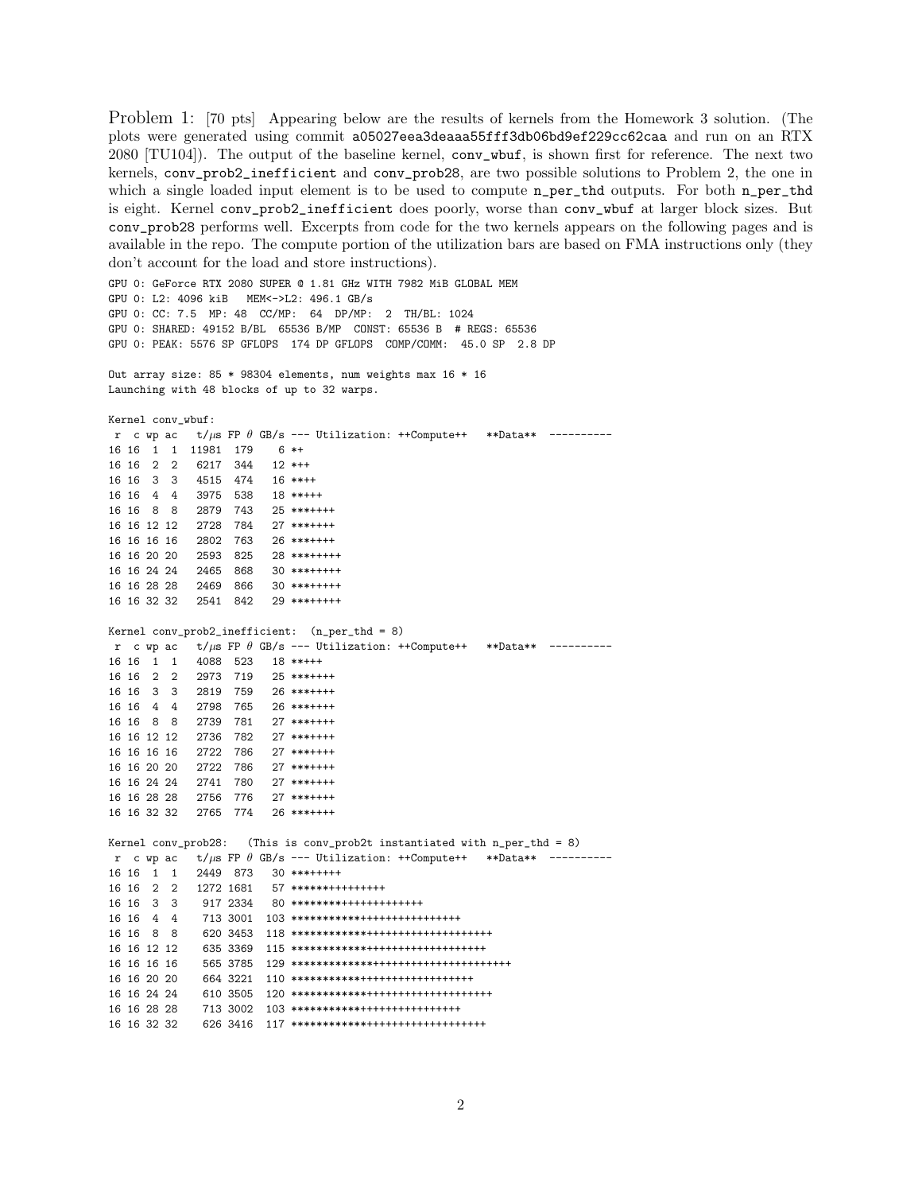Problem 1: [70 pts] Appearing below are the results of kernels from the Homework 3 solution. (The plots were generated using commit a05027eea3deaaa55fff3db06bd9ef229cc62caa and run on an RTX 2080 [TU104]). The output of the baseline kernel, conv_wbuf, is shown first for reference. The next two kernels, conv_prob2_inefficient and conv_prob28, are two possible solutions to Problem 2, the one in which a single loaded input element is to be used to compute n_per_thd outputs. For both n_per_thd is eight. Kernel conv_prob2_inefficient does poorly, worse than conv_wbuf at larger block sizes. But conv_prob28 performs well. Excerpts from code for the two kernels appears on the following pages and is available in the repo. The compute portion of the utilization bars are based on FMA instructions only (they don't account for the load and store instructions).

```
GPU 0: GeForce RTX 2080 SUPER @ 1.81 GHz WITH 7982 MiB GLOBAL MEM
GPU 0: L2: 4096 kiB   MEM<->L2: 496.1 GB/s
GPU 0: CC: 7.5  MP: 48  CC/MP:  64  DP/MP:  2  TH/BL: 1024
GPU 0: SHARED: 49152 B/BL  65536 B/MP  CONST: 65536 B  # REGS: 65536
GPU 0: PEAK: 5576 SP GFLOPS  174 DP GFLOPS  COMP/COMM:  45.0 SP  2.8 DP

Out array size: 85 * 98304 elements, num weights max 16 * 16
Launching with 48 blocks of up to 32 warps.

Kernel conv_wbuf:
 r  c wp ac   t/µs FP θ GB/s --- Utilization: ++Compute++   **Data**  ----------
16 16  1  1  11981  179    6 *+
16 16  2  2   6217  344   12 *++
16 16  3  3   4515  474   16 ****
16 16  4  4   3975  538   18 *****
16 16  8  8   2879  743   25 *******
16 16 12 12   2728  784   27 *******
16 16 16 16   2802  763   26 *******
16 16 20 20   2593  825   28 ********
16 16 24 24   2465  868   30 ********
16 16 28 28   2469  866   30 ********
16 16 32 32   2541  842   29 ********

Kernel conv_prob2_inefficient:  (n_per_thd = 8)
 r  c wp ac   t/µs FP θ GB/s --- Utilization: ++Compute++   **Data**  ----------
16 16  1  1   4088  523   18 *****
16 16  2  2   2973  719   25 *******
16 16  3  3   2819  759   26 *******
16 16  4  4   2798  765   26 *******
16 16  8  8   2739  781   27 *******
16 16 12 12   2736  782   27 *******
16 16 16 16   2722  786   27 *******
16 16 20 20   2722  786   27 *******
16 16 24 24   2741  780   27 *******
16 16 28 28   2756  776   27 *******
16 16 32 32   2765  774   26 *******

Kernel conv_prob28:   (This is conv_prob2t instantiated with n_per_thd = 8)
 r  c wp ac   t/µs FP θ GB/s --- Utilization: ++Compute++   **Data**  ----------
16 16  1  1   2449  873   30 ********
16 16  2  2   1272 1681   57 ***************
16 16  3  3    917 2334   80 ********************
16 16  4  4    713 3001  103 ***************************
16 16  8  8    620 3453  118 *******************************
16 16 12 12    635 3369  115 ******************************
16 16 16 16    565 3785  129 **********************************
16 16 20 20    664 3221  110 *****************************
16 16 24 24    610 3505  120 *******************************
16 16 28 28    713 3002  103 ***************************
16 16 32 32    626 3416  117 ******************************
```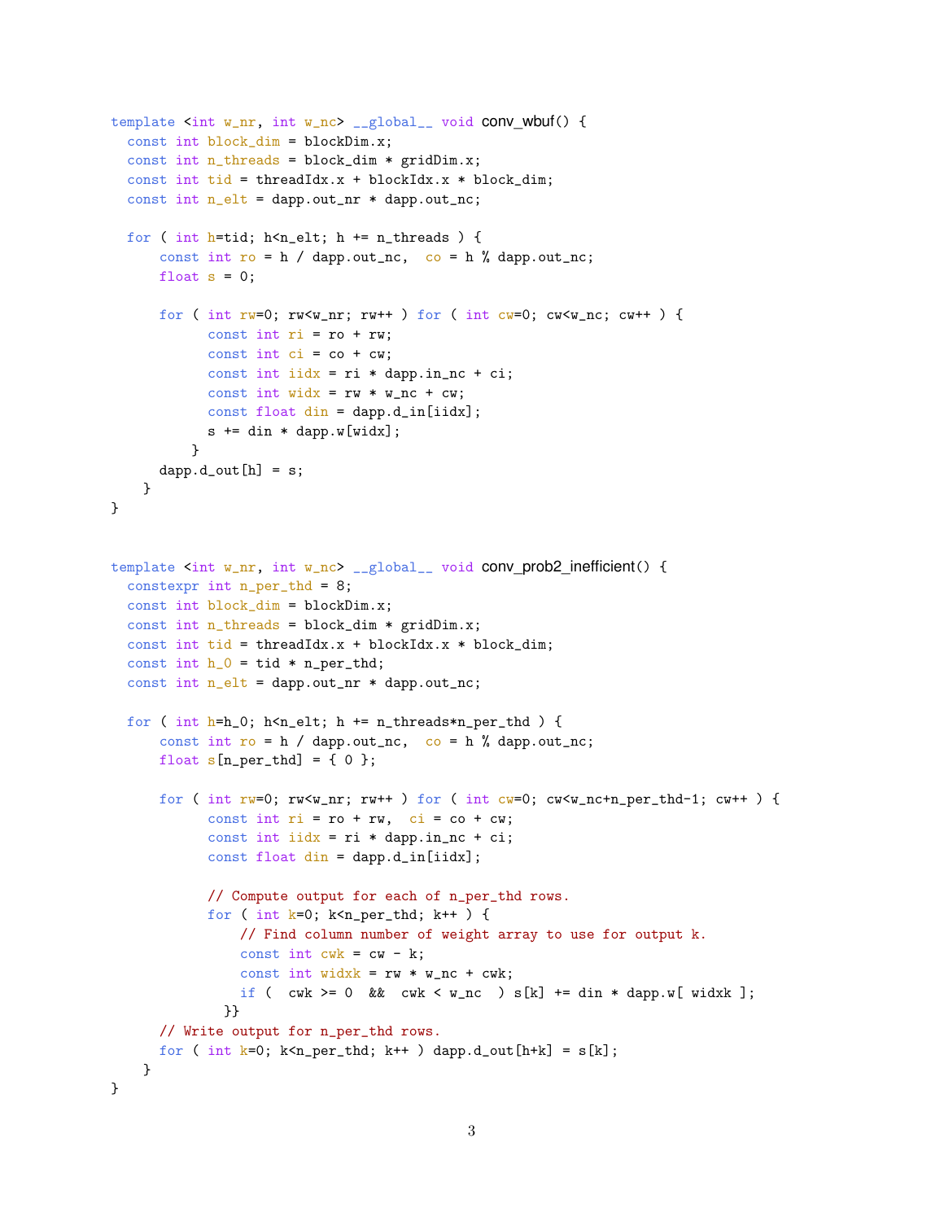```
template <int w_nr, int w_nc> __global__ void conv_wbuf() {
  const int block_dim = blockDim.x;
  const int n_threads = block_dim * gridDim.x;
  const int tid = threadIdx.x + blockIdx.x * block_dim;
  const int n_elt = dapp.out_nr * dapp.out_nc;

  for ( int h=tid; h<n_elt; h += n_threads ) {
      const int ro = h / dapp.out_nc,  co = h % dapp.out_nc;
      float s = 0;

      for ( int rw=0; rw<w_nr; rw++ ) for ( int cw=0; cw<w_nc; cw++ ) {
            const int ri = ro + rw;
            const int ci = co + cw;
            const int iidx = ri * dapp.in_nc + ci;
            const int widx = rw * w_nc + cw;
            const float din = dapp.d_in[iidx];
            s += din * dapp.w[widx];
          }
      dapp.d_out[h] = s;
    }
}


template <int w_nr, int w_nc> __global__ void conv_prob2_inefficient() {
  constexpr int n_per_thd = 8;
  const int block_dim = blockDim.x;
  const int n_threads = block_dim * gridDim.x;
  const int tid = threadIdx.x + blockIdx.x * block_dim;
  const int h_0 = tid * n_per_thd;
  const int n_elt = dapp.out_nr * dapp.out_nc;

  for ( int h=h_0; h<n_elt; h += n_threads*n_per_thd ) {
      const int ro = h / dapp.out_nc,  co = h % dapp.out_nc;
      float s[n_per_thd] = { 0 };

      for ( int rw=0; rw<w_nr; rw++ ) for ( int cw=0; cw<w_nc+n_per_thd-1; cw++ ) {
            const int ri = ro + rw,  ci = co + cw;
            const int iidx = ri * dapp.in_nc + ci;
            const float din = dapp.d_in[iidx];

            // Compute output for each of n_per_thd rows.
            for ( int k=0; k<n_per_thd; k++ ) {
                // Find column number of weight array to use for output k.
                const int cwk = cw - k;
                const int widxk = rw * w_nc + cwk;
                if (  cwk >= 0  &&  cwk < w_nc  ) s[k] += din * dapp.w[ widxk ];
              }}
      // Write output for n_per_thd rows.
      for ( int k=0; k<n_per_thd; k++ ) dapp.d_out[h+k] = s[k];
    }
}
```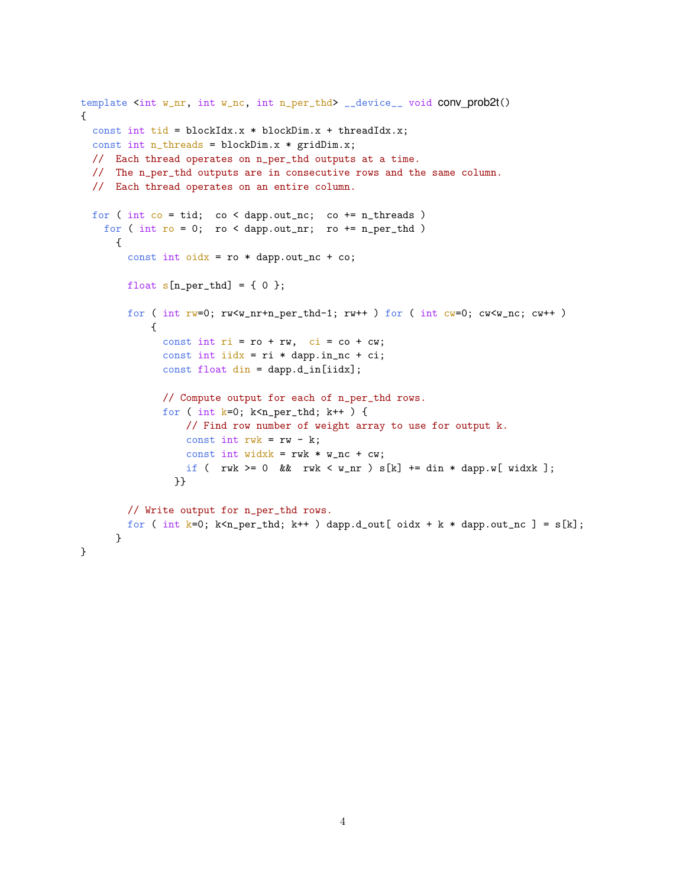```
template <int w_nr, int w_nc, int n_per_thd> __device__ void conv_prob2t()
{
  const int tid = blockIdx.x * blockDim.x + threadIdx.x;
  const int n_threads = blockDim.x * gridDim.x;
  //  Each thread operates on n_per_thd outputs at a time.
  //  The n_per_thd outputs are in consecutive rows and the same column.
  //  Each thread operates on an entire column.

  for ( int co = tid;  co < dapp.out_nc;  co += n_threads )
    for ( int ro = 0;  ro < dapp.out_nr;  ro += n_per_thd )
      {
        const int oidx = ro * dapp.out_nc + co;

        float s[n_per_thd] = { 0 };

        for ( int rw=0; rw<w_nr+n_per_thd-1; rw++ ) for ( int cw=0; cw<w_nc; cw++ )
            {
              const int ri = ro + rw,  ci = co + cw;
              const int iidx = ri * dapp.in_nc + ci;
              const float din = dapp.d_in[iidx];

              // Compute output for each of n_per_thd rows.
              for ( int k=0; k<n_per_thd; k++ ) {
                  // Find row number of weight array to use for output k.
                  const int rwk = rw - k;
                  const int widxk = rwk * w_nc + cw;
                  if (  rwk >= 0  &&  rwk < w_nr ) s[k] += din * dapp.w[ widxk ];
                }}

        // Write output for n_per_thd rows.
        for ( int k=0; k<n_per_thd; k++ ) dapp.d_out[ oidx + k * dapp.out_nc ] = s[k];
      }
}
```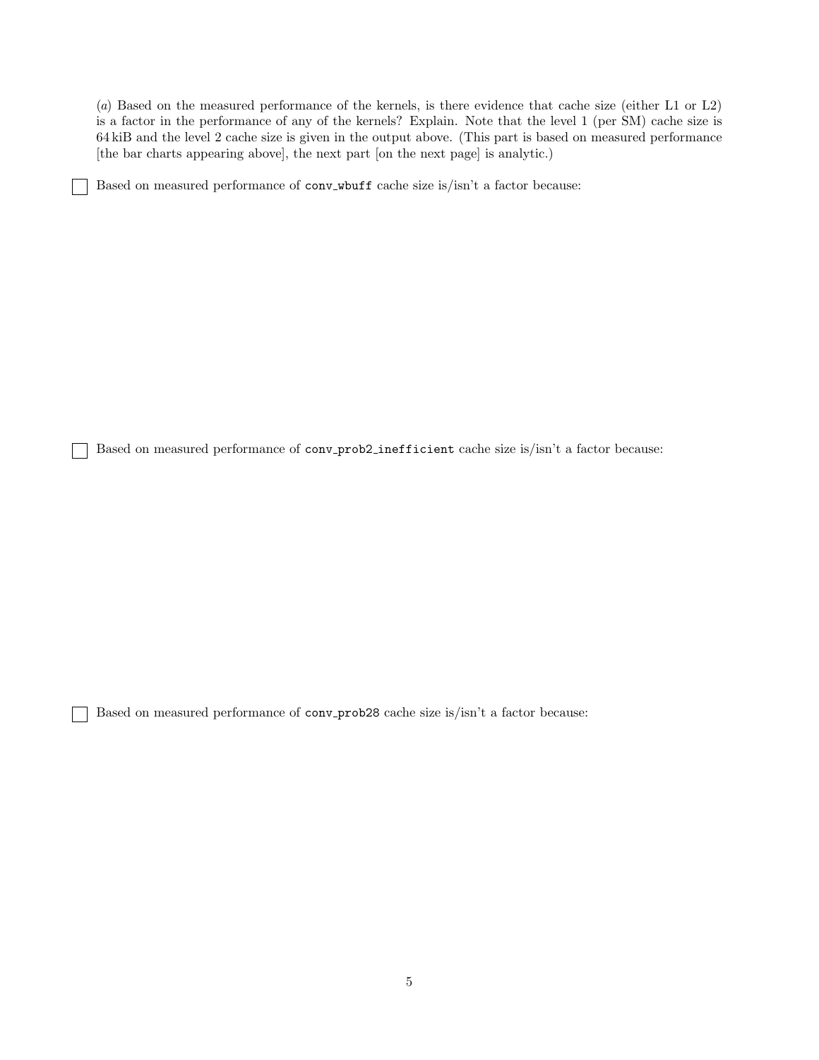(*a*) Based on the measured performance of the kernels, is there evidence that cache size (either L1 or L2) is a factor in the performance of any of the kernels? Explain. Note that the level 1 (per SM) cache size is 64 kiB and the level 2 cache size is given in the output above. (This part is based on measured performance [the bar charts appearing above], the next part [on the next page] is analytic.)

☐ Based on measured performance of `conv_wbuff` cache size is/isn't a factor because:

☐ Based on measured performance of `conv_prob2_inefficient` cache size is/isn't a factor because:

☐ Based on measured performance of `conv_prob28` cache size is/isn't a factor because: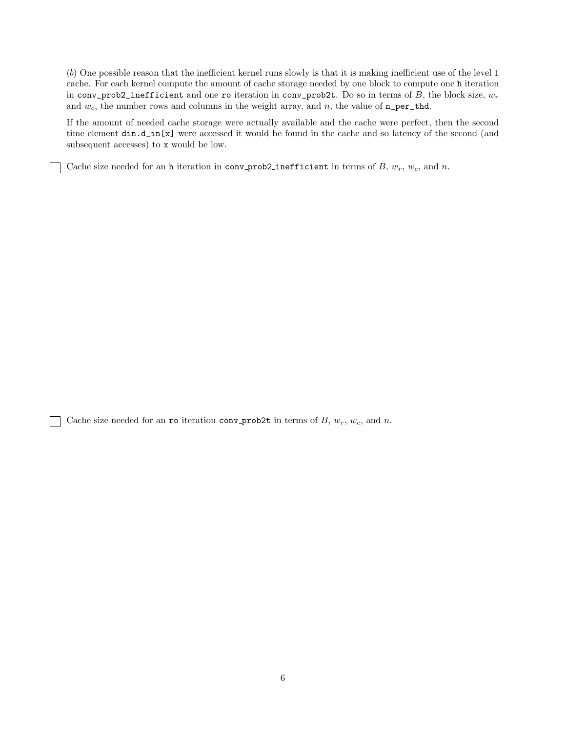(*b*) One possible reason that the inefficient kernel runs slowly is that it is making inefficient use of the level 1 cache. For each kernel compute the amount of cache storage needed by one block to compute one `h` iteration in `conv_prob2_inefficient` and one `ro` iteration in `conv_prob2t`. Do so in terms of $B$, the block size, $w_r$ and $w_c$, the number rows and columns in the weight array, and $n$, the value of `n_per_thd`.

If the amount of needed cache storage were actually available and the cache were perfect, then the second time element `din.d_in[x]` were accessed it would be found in the cache and so latency of the second (and subsequent accesses) to `x` would be low.

☐ Cache size needed for an `h` iteration in `conv_prob2_inefficient` in terms of $B$, $w_r$, $w_c$, and $n$.

☐ Cache size needed for an `ro` iteration `conv_prob2t` in terms of $B$, $w_r$, $w_c$, and $n$.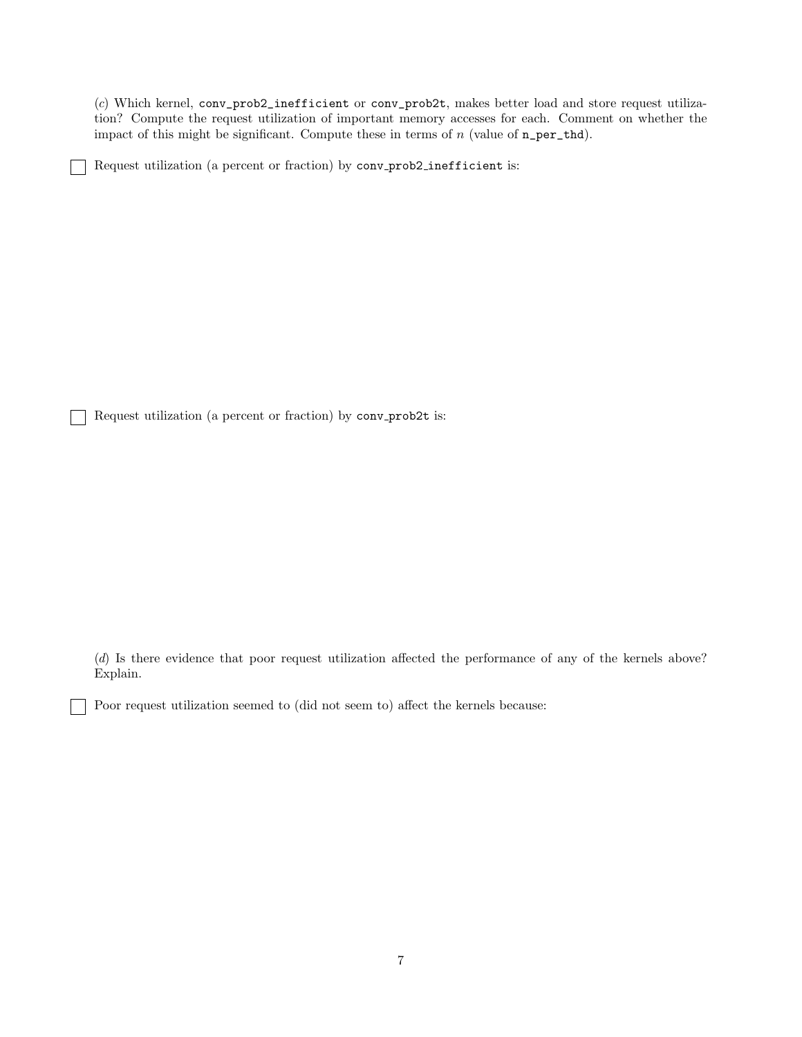(*c*) Which kernel, `conv_prob2_inefficient` or `conv_prob2t`, makes better load and store request utilization? Compute the request utilization of important memory accesses for each. Comment on whether the impact of this might be significant. Compute these in terms of $n$ (value of `n_per_thd`).

☐ Request utilization (a percent or fraction) by `conv_prob2_inefficient` is:

☐ Request utilization (a percent or fraction) by `conv_prob2t` is:

(*d*) Is there evidence that poor request utilization affected the performance of any of the kernels above? Explain.

☐ Poor request utilization seemed to (did not seem to) affect the kernels because: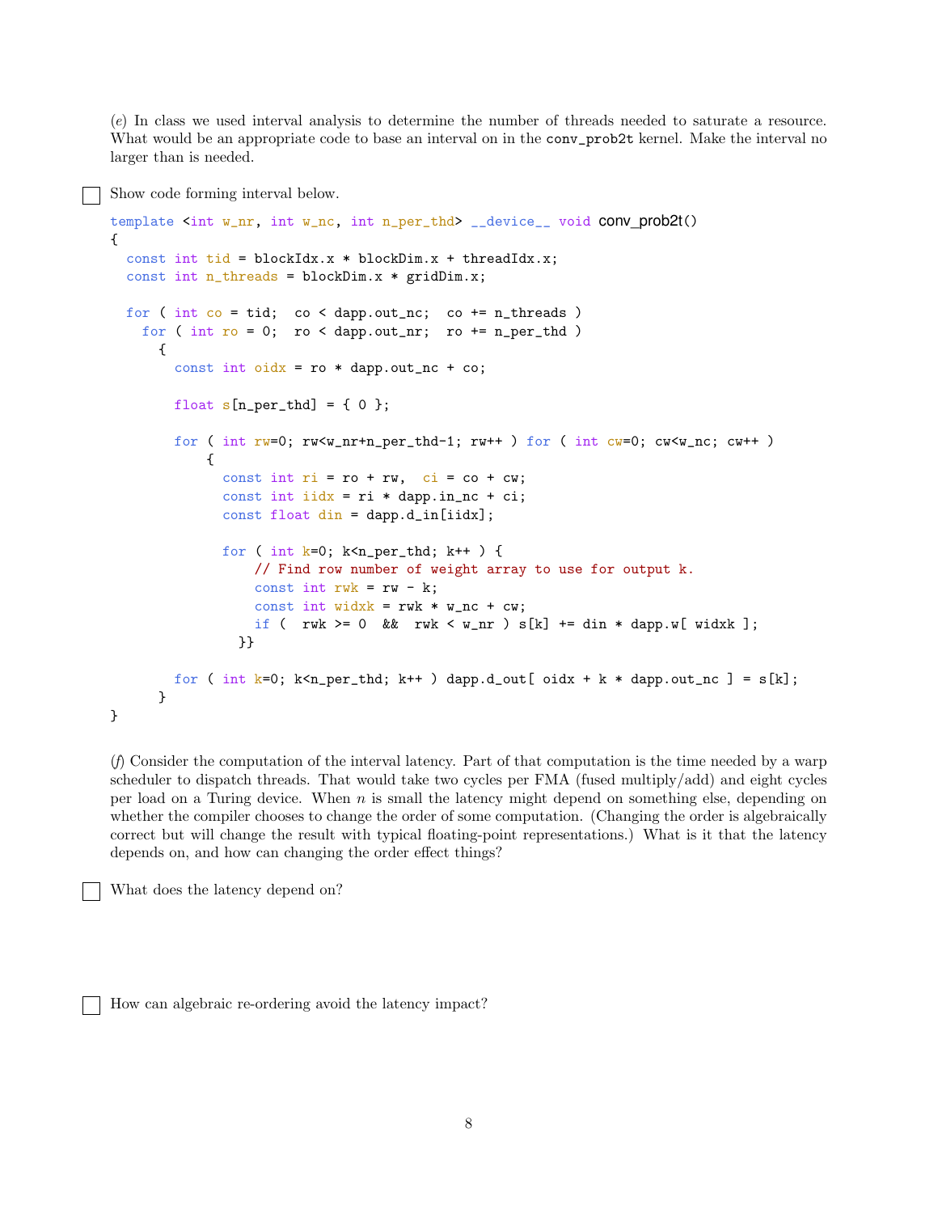(*e*) In class we used interval analysis to determine the number of threads needed to saturate a resource. What would be an appropriate code to base an interval on in the `conv_prob2t` kernel. Make the interval no larger than is needed.

☐ Show code forming interval below.

```
template <int w_nr, int w_nc, int n_per_thd> __device__ void conv_prob2t()
{
  const int tid = blockIdx.x * blockDim.x + threadIdx.x;
  const int n_threads = blockDim.x * gridDim.x;

  for ( int co = tid;  co < dapp.out_nc;  co += n_threads )
    for ( int ro = 0;  ro < dapp.out_nr;  ro += n_per_thd )
      {
        const int oidx = ro * dapp.out_nc + co;

        float s[n_per_thd] = { 0 };

        for ( int rw=0; rw<w_nr+n_per_thd-1; rw++ ) for ( int cw=0; cw<w_nc; cw++ )
            {
              const int ri = ro + rw,  ci = co + cw;
              const int iidx = ri * dapp.in_nc + ci;
              const float din = dapp.d_in[iidx];

              for ( int k=0; k<n_per_thd; k++ ) {
                  // Find row number of weight array to use for output k.
                  const int rwk = rw - k;
                  const int widxk = rwk * w_nc + cw;
                  if (  rwk >= 0  &&  rwk < w_nr ) s[k] += din * dapp.w[ widxk ];
                }}

        for ( int k=0; k<n_per_thd; k++ ) dapp.d_out[ oidx + k * dapp.out_nc ] = s[k];
      }
}
```

(*f*) Consider the computation of the interval latency. Part of that computation is the time needed by a warp scheduler to dispatch threads. That would take two cycles per FMA (fused multiply/add) and eight cycles per load on a Turing device. When $n$ is small the latency might depend on something else, depending on whether the compiler chooses to change the order of some computation. (Changing the order is algebraically correct but will change the result with typical floating-point representations.) What is it that the latency depends on, and how can changing the order effect things?

☐ What does the latency depend on?

☐ How can algebraic re-ordering avoid the latency impact?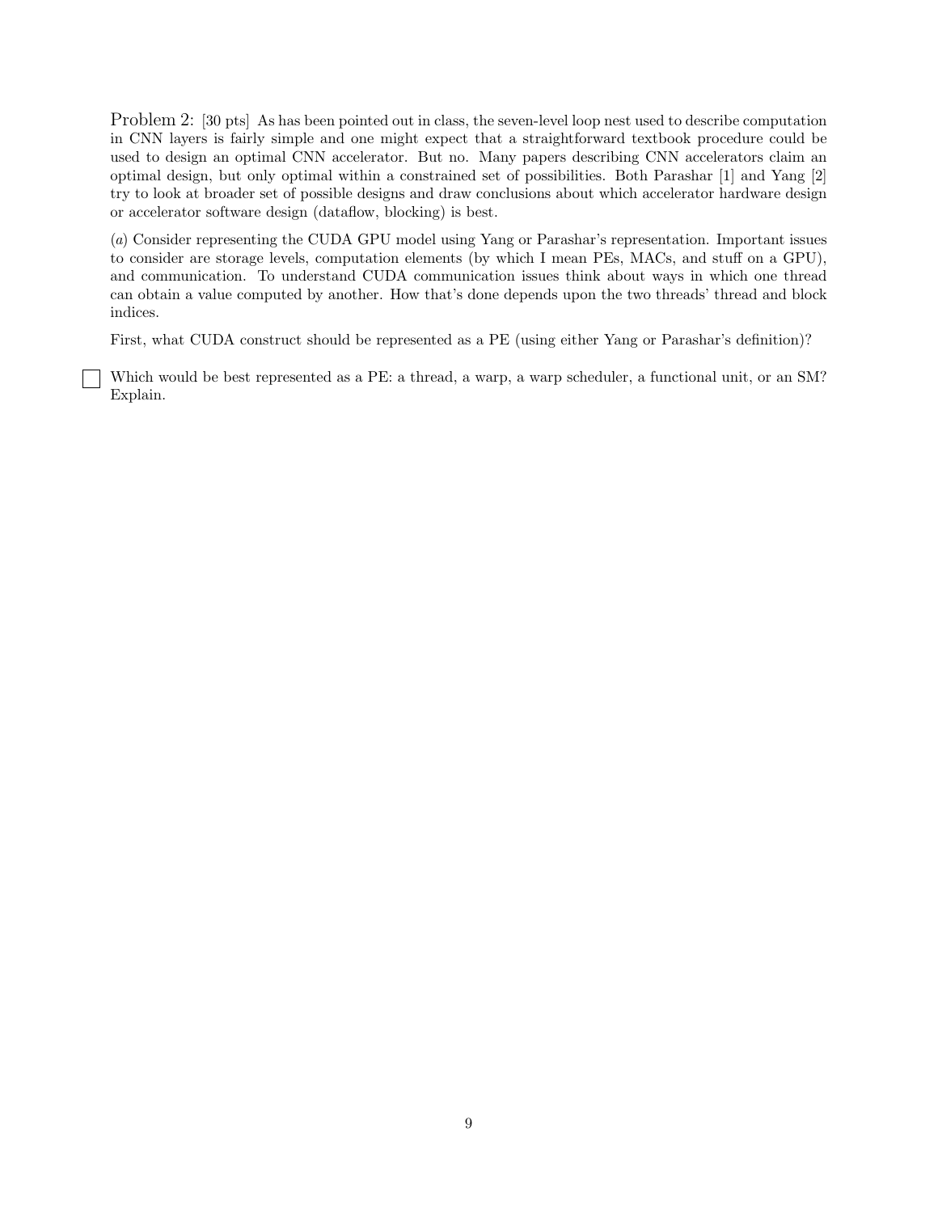Problem 2: [30 pts] As has been pointed out in class, the seven-level loop nest used to describe computation in CNN layers is fairly simple and one might expect that a straightforward textbook procedure could be used to design an optimal CNN accelerator. But no. Many papers describing CNN accelerators claim an optimal design, but only optimal within a constrained set of possibilities. Both Parashar [1] and Yang [2] try to look at broader set of possible designs and draw conclusions about which accelerator hardware design or accelerator software design (dataflow, blocking) is best.

(*a*) Consider representing the CUDA GPU model using Yang or Parashar's representation. Important issues to consider are storage levels, computation elements (by which I mean PEs, MACs, and stuff on a GPU), and communication. To understand CUDA communication issues think about ways in which one thread can obtain a value computed by another. How that's done depends upon the two threads' thread and block indices.

First, what CUDA construct should be represented as a PE (using either Yang or Parashar's definition)?

☐ Which would be best represented as a PE: a thread, a warp, a warp scheduler, a functional unit, or an SM? Explain.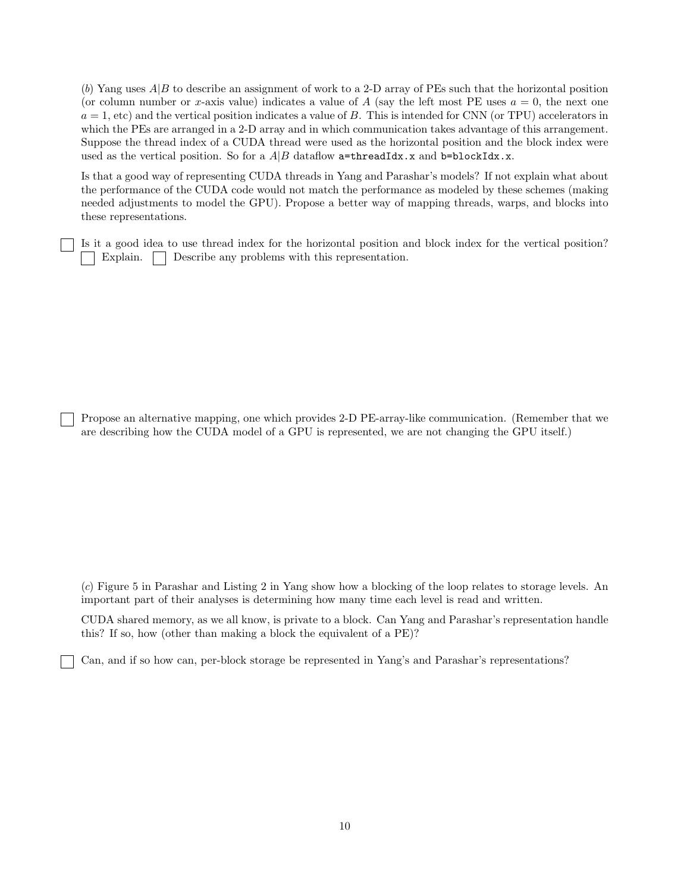(*b*) Yang uses $A|B$ to describe an assignment of work to a 2-D array of PEs such that the horizontal position (or column number or $x$-axis value) indicates a value of $A$ (say the left most PE uses $a = 0$, the next one $a = 1$, etc) and the vertical position indicates a value of $B$. This is intended for CNN (or TPU) accelerators in which the PEs are arranged in a 2-D array and in which communication takes advantage of this arrangement. Suppose the thread index of a CUDA thread were used as the horizontal position and the block index were used as the vertical position. So for a $A|B$ dataflow `a=threadIdx.x` and `b=blockIdx.x`.

Is that a good way of representing CUDA threads in Yang and Parashar's models? If not explain what about the performance of the CUDA code would not match the performance as modeled by these schemes (making needed adjustments to model the GPU). Propose a better way of mapping threads, warps, and blocks into these representations.

☐ Is it a good idea to use thread index for the horizontal position and block index for the vertical position? ☐ Explain. ☐ Describe any problems with this representation.

☐ Propose an alternative mapping, one which provides 2-D PE-array-like communication. (Remember that we are describing how the CUDA model of a GPU is represented, we are not changing the GPU itself.)

(*c*) Figure 5 in Parashar and Listing 2 in Yang show how a blocking of the loop relates to storage levels. An important part of their analyses is determining how many time each level is read and written.

CUDA shared memory, as we all know, is private to a block. Can Yang and Parashar's representation handle this? If so, how (other than making a block the equivalent of a PE)?

☐ Can, and if so how can, per-block storage be represented in Yang's and Parashar's representations?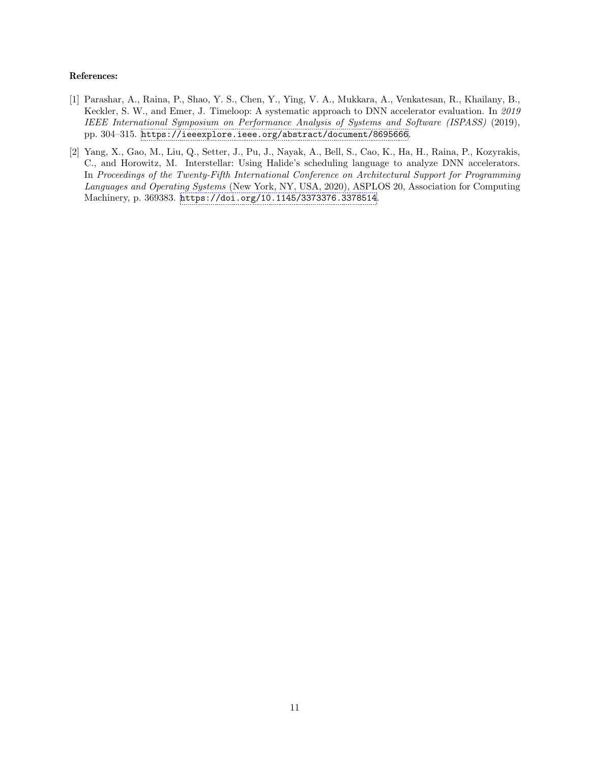**References:**

[1] Parashar, A., Raina, P., Shao, Y. S., Chen, Y., Ying, V. A., Mukkara, A., Venkatesan, R., Khailany, B., Keckler, S. W., and Emer, J. Timeloop: A systematic approach to DNN accelerator evaluation. In *2019 IEEE International Symposium on Performance Analysis of Systems and Software (ISPASS)* (2019), pp. 304–315. https://ieeexplore.ieee.org/abstract/document/8695666.

[2] Yang, X., Gao, M., Liu, Q., Setter, J., Pu, J., Nayak, A., Bell, S., Cao, K., Ha, H., Raina, P., Kozyrakis, C., and Horowitz, M. Interstellar: Using Halide's scheduling language to analyze DNN accelerators. In *Proceedings of the Twenty-Fifth International Conference on Architectural Support for Programming Languages and Operating Systems* (New York, NY, USA, 2020), ASPLOS 20, Association for Computing Machinery, p. 369383. https://doi.org/10.1145/3373376.3378514.